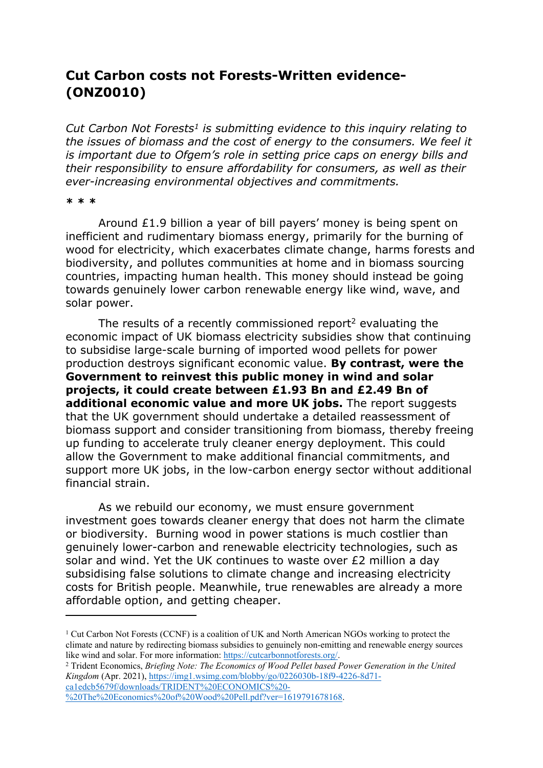# Cut Carbon costs not Forests-Written evidence-(ONZ0010)

*Cut Carbon Not Forests[1] is submitting evidence to this inquiry relating to the issues of biomass and the cost of energy to the consumers. We feel it is important due to Ofgem's role in setting price caps on energy bills and their responsibility to ensure affordability for consumers, as well as their ever-increasing environmental objectives and commitments.*

\* \* \*

Around £1.9 billion a year of bill payers' money is being spent on inefficient and rudimentary biomass energy, primarily for the burning of wood for electricity, which exacerbates climate change, harms forests and biodiversity, and pollutes communities at home and in biomass sourcing countries, impacting human health. This money should instead be going towards genuinely lower carbon renewable energy like wind, wave, and solar power.

The results of a recently commissioned report[2] evaluating the economic impact of UK biomass electricity subsidies show that continuing to subsidise large-scale burning of imported wood pellets for power production destroys significant economic value. **By contrast, were the Government to reinvest this public money in wind and solar projects, it could create between £1.93 Bn and £2.49 Bn of additional economic value and more UK jobs.** The report suggests that the UK government should undertake a detailed reassessment of biomass support and consider transitioning from biomass, thereby freeing up funding to accelerate truly cleaner energy deployment. This could allow the Government to make additional financial commitments, and support more UK jobs, in the low-carbon energy sector without additional financial strain.

As we rebuild our economy, we must ensure government investment goes towards cleaner energy that does not harm the climate or biodiversity. Burning wood in power stations is much costlier than genuinely lower-carbon and renewable electricity technologies, such as solar and wind. Yet the UK continues to waste over £2 million a day subsidising false solutions to climate change and increasing electricity costs for British people. Meanwhile, true renewables are already a more affordable option, and getting cheaper.

---

[1] Cut Carbon Not Forests (CCNF) is a coalition of UK and North American NGOs working to protect the climate and nature by redirecting biomass subsidies to genuinely non-emitting and renewable energy sources like wind and solar. For more information: https://cutcarbonnotforests.org/.

[2] Trident Economics, *Briefing Note: The Economics of Wood Pellet based Power Generation in the United Kingdom* (Apr. 2021), https://img1.wsimg.com/blobby/go/0226030b-18f9-4226-8d71-ca1edcb5679f/downloads/TRIDENT%20ECONOMICS%20-%20The%20Economics%20of%20Wood%20Pell.pdf?ver=1619791678168.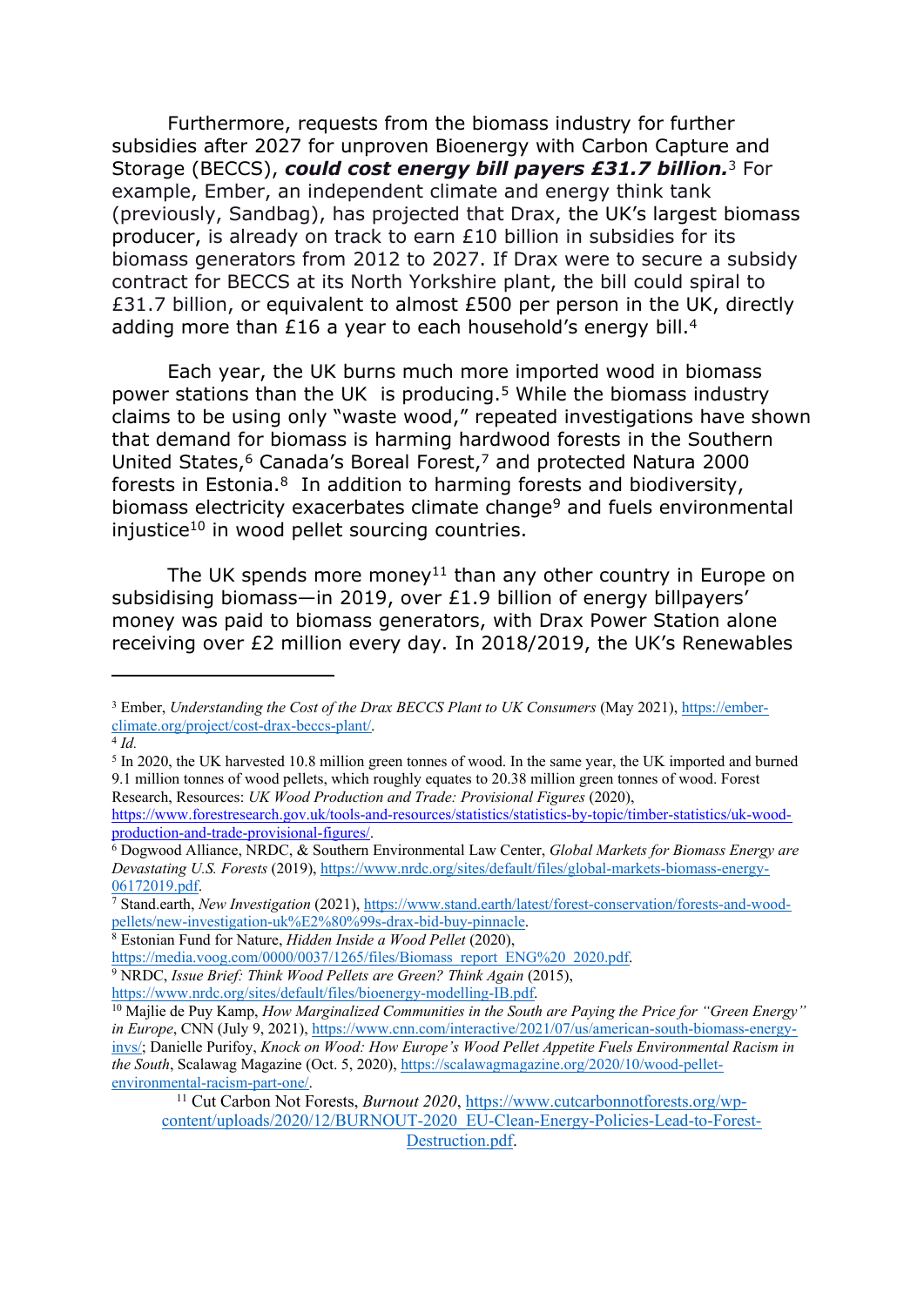Furthermore, requests from the biomass industry for further subsidies after 2027 for unproven Bioenergy with Carbon Capture and Storage (BECCS), ***could cost energy bill payers £31.7 billion.***[3] For example, Ember, an independent climate and energy think tank (previously, Sandbag), has projected that Drax, the UK's largest biomass producer, is already on track to earn £10 billion in subsidies for its biomass generators from 2012 to 2027. If Drax were to secure a subsidy contract for BECCS at its North Yorkshire plant, the bill could spiral to £31.7 billion, or equivalent to almost £500 per person in the UK, directly adding more than £16 a year to each household's energy bill.[4]

Each year, the UK burns much more imported wood in biomass power stations than the UK is producing.[5] While the biomass industry claims to be using only "waste wood," repeated investigations have shown that demand for biomass is harming hardwood forests in the Southern United States,[6] Canada's Boreal Forest,[7] and protected Natura 2000 forests in Estonia.[8] In addition to harming forests and biodiversity, biomass electricity exacerbates climate change[9] and fuels environmental injustice[10] in wood pellet sourcing countries.

The UK spends more money[11] than any other country in Europe on subsidising biomass—in 2019, over £1.9 billion of energy billpayers' money was paid to biomass generators, with Drax Power Station alone receiving over £2 million every day. In 2018/2019, the UK's Renewables

---

[3] Ember, *Understanding the Cost of the Drax BECCS Plant to UK Consumers* (May 2021), https://ember-climate.org/project/cost-drax-beccs-plant/.

[4] *Id.*

[5] In 2020, the UK harvested 10.8 million green tonnes of wood. In the same year, the UK imported and burned 9.1 million tonnes of wood pellets, which roughly equates to 20.38 million green tonnes of wood. Forest Research, Resources: *UK Wood Production and Trade: Provisional Figures* (2020), https://www.forestresearch.gov.uk/tools-and-resources/statistics/statistics-by-topic/timber-statistics/uk-wood-production-and-trade-provisional-figures/.

[6] Dogwood Alliance, NRDC, & Southern Environmental Law Center, *Global Markets for Biomass Energy are Devastating U.S. Forests* (2019), https://www.nrdc.org/sites/default/files/global-markets-biomass-energy-06172019.pdf.

[7] Stand.earth, *New Investigation* (2021), https://www.stand.earth/latest/forest-conservation/forests-and-wood-pellets/new-investigation-uk%E2%80%99s-drax-bid-buy-pinnacle.

[8] Estonian Fund for Nature, *Hidden Inside a Wood Pellet* (2020), https://media.voog.com/0000/0037/1265/files/Biomass_report_ENG%20_2020.pdf.

[9] NRDC, *Issue Brief: Think Wood Pellets are Green? Think Again* (2015), https://www.nrdc.org/sites/default/files/bioenergy-modelling-IB.pdf.

[10] Majlie de Puy Kamp, *How Marginalized Communities in the South are Paying the Price for "Green Energy" in Europe*, CNN (July 9, 2021), https://www.cnn.com/interactive/2021/07/us/american-south-biomass-energy-invs/; Danielle Purifoy, *Knock on Wood: How Europe's Wood Pellet Appetite Fuels Environmental Racism in the South*, Scalawag Magazine (Oct. 5, 2020), https://scalawagmagazine.org/2020/10/wood-pellet-environmental-racism-part-one/.

[11] Cut Carbon Not Forests, *Burnout 2020*, https://www.cutcarbonnotforests.org/wp-content/uploads/2020/12/BURNOUT-2020_EU-Clean-Energy-Policies-Lead-to-Forest-Destruction.pdf.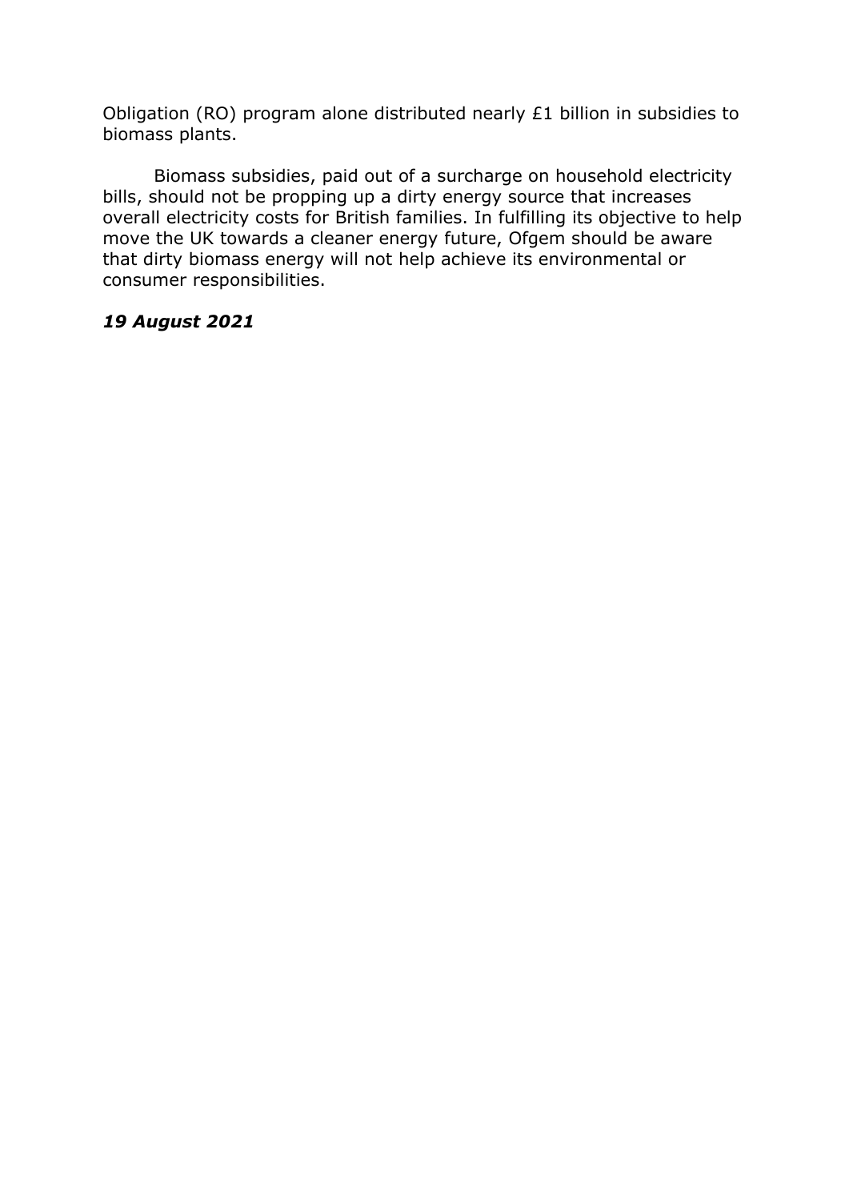Obligation (RO) program alone distributed nearly £1 billion in subsidies to biomass plants.

Biomass subsidies, paid out of a surcharge on household electricity bills, should not be propping up a dirty energy source that increases overall electricity costs for British families. In fulfilling its objective to help move the UK towards a cleaner energy future, Ofgem should be aware that dirty biomass energy will not help achieve its environmental or consumer responsibilities.

***19 August 2021***